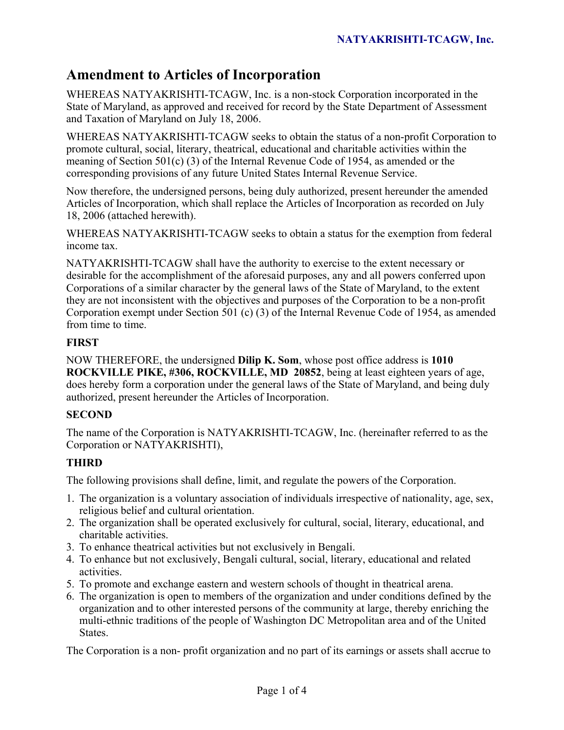# Amendment to Articles of Incorporation

WHEREAS NATYAKRISHTI-TCAGW, Inc. is a non-stock Corporation incorporated in the State of Maryland, as approved and received for record by the State Department of Assessment and Taxation of Maryland on July 18, 2006.

WHEREAS NATYAKRISHTI-TCAGW seeks to obtain the status of a non-profit Corporation to promote cultural, social, literary, theatrical, educational and charitable activities within the meaning of Section 501(c) (3) of the Internal Revenue Code of 1954, as amended or the corresponding provisions of any future United States Internal Revenue Service.

Now therefore, the undersigned persons, being duly authorized, present hereunder the amended Articles of Incorporation, which shall replace the Articles of Incorporation as recorded on July 18, 2006 (attached herewith).

WHEREAS NATYAKRISHTI-TCAGW seeks to obtain a status for the exemption from federal income tax.

NATYAKRISHTI-TCAGW shall have the authority to exercise to the extent necessary or desirable for the accomplishment of the aforesaid purposes, any and all powers conferred upon Corporations of a similar character by the general laws of the State of Maryland, to the extent they are not inconsistent with the objectives and purposes of the Corporation to be a non-profit Corporation exempt under Section 501 (c) (3) of the Internal Revenue Code of 1954, as amended from time to time.

### FIRST

NOW THEREFORE, the undersigned **Dilip K. Som**, whose post office address is **1010 ROCKVILLE PIKE, #306, ROCKVILLE, MD 20852**, being at least eighteen years of age, does hereby form a corporation under the general laws of the State of Maryland, and being duly authorized, present hereunder the Articles of Incorporation.

### SECOND

The name of the Corporation is NATYAKRISHTI-TCAGW, Inc. (hereinafter referred to as the Corporation or NATYAKRISHTI),

### THIRD

The following provisions shall define, limit, and regulate the powers of the Corporation.

1. The organization is a voluntary association of individuals irrespective of nationality, age, sex, religious belief and cultural orientation.
2. The organization shall be operated exclusively for cultural, social, literary, educational, and charitable activities.
3. To enhance theatrical activities but not exclusively in Bengali.
4. To enhance but not exclusively, Bengali cultural, social, literary, educational and related activities.
5. To promote and exchange eastern and western schools of thought in theatrical arena.
6. The organization is open to members of the organization and under conditions defined by the organization and to other interested persons of the community at large, thereby enriching the multi-ethnic traditions of the people of Washington DC Metropolitan area and of the United States.

The Corporation is a non- profit organization and no part of its earnings or assets shall accrue to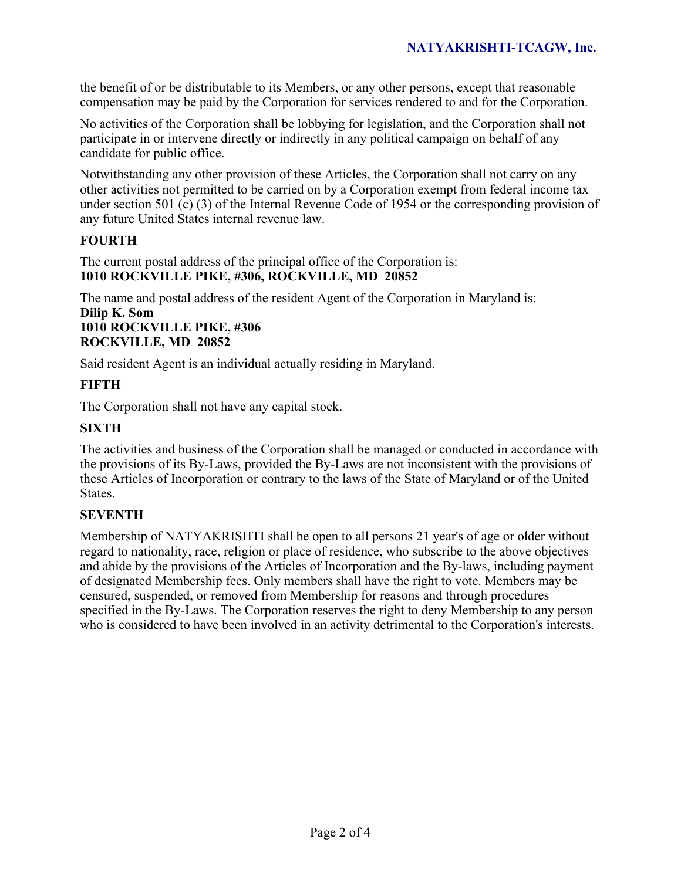the benefit of or be distributable to its Members, or any other persons, except that reasonable compensation may be paid by the Corporation for services rendered to and for the Corporation.

No activities of the Corporation shall be lobbying for legislation, and the Corporation shall not participate in or intervene directly or indirectly in any political campaign on behalf of any candidate for public office.

Notwithstanding any other provision of these Articles, the Corporation shall not carry on any other activities not permitted to be carried on by a Corporation exempt from federal income tax under section 501 (c) (3) of the Internal Revenue Code of 1954 or the corresponding provision of any future United States internal revenue law.

**FOURTH**

The current postal address of the principal office of the Corporation is:
**1010 ROCKVILLE PIKE, #306, ROCKVILLE, MD 20852**

The name and postal address of the resident Agent of the Corporation in Maryland is:
**Dilip K. Som**
**1010 ROCKVILLE PIKE, #306**
**ROCKVILLE, MD 20852**

Said resident Agent is an individual actually residing in Maryland.

**FIFTH**

The Corporation shall not have any capital stock.

**SIXTH**

The activities and business of the Corporation shall be managed or conducted in accordance with the provisions of its By-Laws, provided the By-Laws are not inconsistent with the provisions of these Articles of Incorporation or contrary to the laws of the State of Maryland or of the United States.

**SEVENTH**

Membership of NATYAKRISHTI shall be open to all persons 21 year's of age or older without regard to nationality, race, religion or place of residence, who subscribe to the above objectives and abide by the provisions of the Articles of Incorporation and the By-laws, including payment of designated Membership fees. Only members shall have the right to vote. Members may be censured, suspended, or removed from Membership for reasons and through procedures specified in the By-Laws. The Corporation reserves the right to deny Membership to any person who is considered to have been involved in an activity detrimental to the Corporation's interests.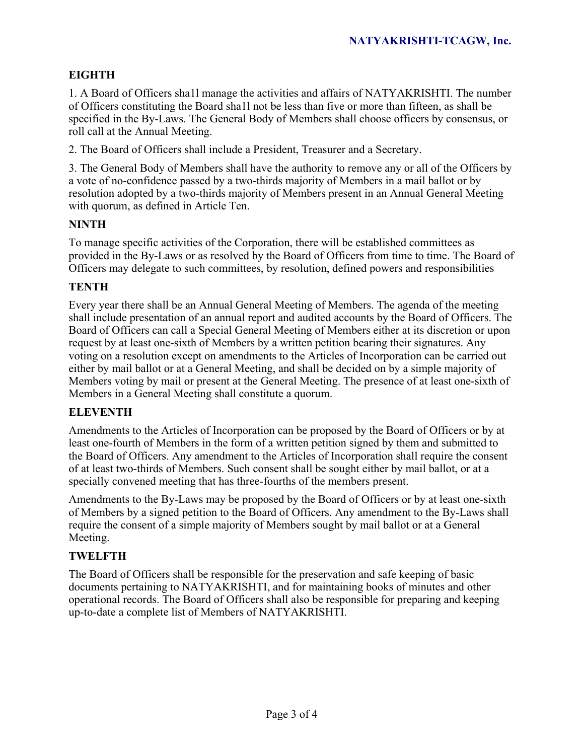## EIGHTH

1. A Board of Officers sha1l manage the activities and affairs of NATYAKRISHTI. The number of Officers constituting the Board sha1l not be less than five or more than fifteen, as shall be specified in the By-Laws. The General Body of Members shall choose officers by consensus, or roll call at the Annual Meeting.

2. The Board of Officers shall include a President, Treasurer and a Secretary.

3. The General Body of Members shall have the authority to remove any or all of the Officers by a vote of no-confidence passed by a two-thirds majority of Members in a mail ballot or by resolution adopted by a two-thirds majority of Members present in an Annual General Meeting with quorum, as defined in Article Ten.

## NINTH

To manage specific activities of the Corporation, there will be established committees as provided in the By-Laws or as resolved by the Board of Officers from time to time. The Board of Officers may delegate to such committees, by resolution, defined powers and responsibilities

## TENTH

Every year there shall be an Annual General Meeting of Members. The agenda of the meeting shall include presentation of an annual report and audited accounts by the Board of Officers. The Board of Officers can call a Special General Meeting of Members either at its discretion or upon request by at least one-sixth of Members by a written petition bearing their signatures. Any voting on a resolution except on amendments to the Articles of Incorporation can be carried out either by mail ballot or at a General Meeting, and shall be decided on by a simple majority of Members voting by mail or present at the General Meeting. The presence of at least one-sixth of Members in a General Meeting shall constitute a quorum.

## ELEVENTH

Amendments to the Articles of Incorporation can be proposed by the Board of Officers or by at least one-fourth of Members in the form of a written petition signed by them and submitted to the Board of Officers. Any amendment to the Articles of Incorporation shall require the consent of at least two-thirds of Members. Such consent shall be sought either by mail ballot, or at a specially convened meeting that has three-fourths of the members present.

Amendments to the By-Laws may be proposed by the Board of Officers or by at least one-sixth of Members by a signed petition to the Board of Officers. Any amendment to the By-Laws shall require the consent of a simple majority of Members sought by mail ballot or at a General Meeting.

## TWELFTH

The Board of Officers shall be responsible for the preservation and safe keeping of basic documents pertaining to NATYAKRISHTI, and for maintaining books of minutes and other operational records. The Board of Officers shall also be responsible for preparing and keeping up-to-date a complete list of Members of NATYAKRISHTI.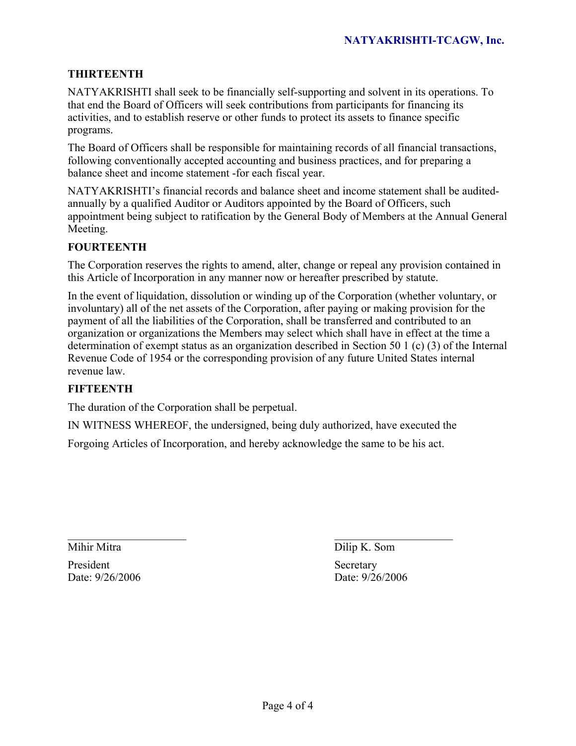**THIRTEENTH**

NATYAKRISHTI shall seek to be financially self-supporting and solvent in its operations. To that end the Board of Officers will seek contributions from participants for financing its activities, and to establish reserve or other funds to protect its assets to finance specific programs.

The Board of Officers shall be responsible for maintaining records of all financial transactions, following conventionally accepted accounting and business practices, and for preparing a balance sheet and income statement -for each fiscal year.

NATYAKRISHTI's financial records and balance sheet and income statement shall be audited-annually by a qualified Auditor or Auditors appointed by the Board of Officers, such appointment being subject to ratification by the General Body of Members at the Annual General Meeting.

**FOURTEENTH**

The Corporation reserves the rights to amend, alter, change or repeal any provision contained in this Article of Incorporation in any manner now or hereafter prescribed by statute.

In the event of liquidation, dissolution or winding up of the Corporation (whether voluntary, or involuntary) all of the net assets of the Corporation, after paying or making provision for the payment of all the liabilities of the Corporation, shall be transferred and contributed to an organization or organizations the Members may select which shall have in effect at the time a determination of exempt status as an organization described in Section 50 1 (c) (3) of the Internal Revenue Code of 1954 or the corresponding provision of any future United States internal revenue law.

**FIFTEENTH**

The duration of the Corporation shall be perpetual.

IN WITNESS WHEREOF, the undersigned, being duly authorized, have executed the

Forgoing Articles of Incorporation, and hereby acknowledge the same to be his act.

\_\_\_\_\_\_\_\_\_\_\_\_\_\_\_\_\_\_\_\_
Mihir Mitra
President
Date: 9/26/2006

\_\_\_\_\_\_\_\_\_\_\_\_\_\_\_\_\_\_\_\_
Dilip K. Som
Secretary
Date: 9/26/2006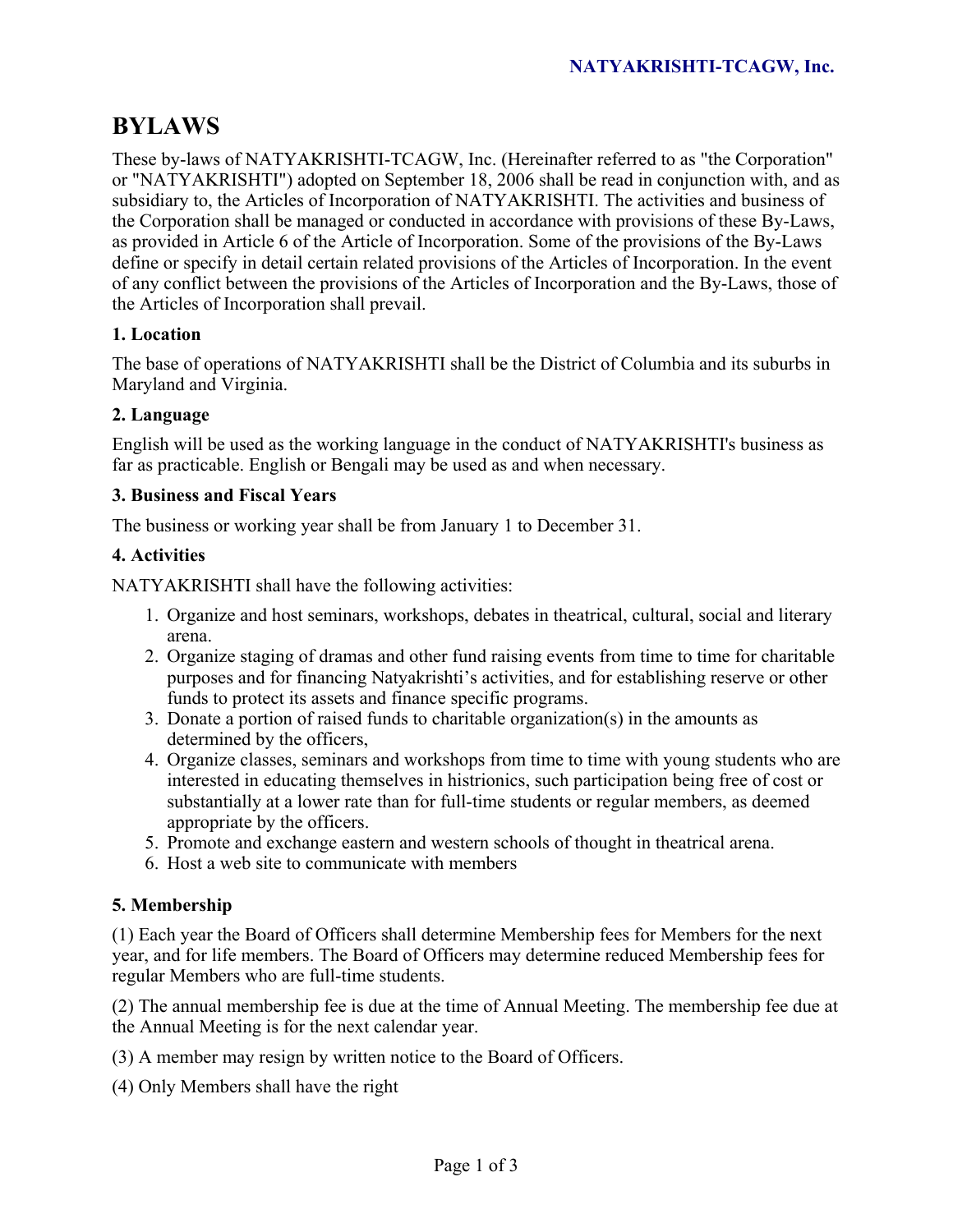# BYLAWS

These by-laws of NATYAKRISHTI-TCAGW, Inc. (Hereinafter referred to as "the Corporation" or "NATYAKRISHTI") adopted on September 18, 2006 shall be read in conjunction with, and as subsidiary to, the Articles of Incorporation of NATYAKRISHTI. The activities and business of the Corporation shall be managed or conducted in accordance with provisions of these By-Laws, as provided in Article 6 of the Article of Incorporation. Some of the provisions of the By-Laws define or specify in detail certain related provisions of the Articles of Incorporation. In the event of any conflict between the provisions of the Articles of Incorporation and the By-Laws, those of the Articles of Incorporation shall prevail.

### 1. Location

The base of operations of NATYAKRISHTI shall be the District of Columbia and its suburbs in Maryland and Virginia.

### 2. Language

English will be used as the working language in the conduct of NATYAKRISHTI's business as far as practicable. English or Bengali may be used as and when necessary.

### 3. Business and Fiscal Years

The business or working year shall be from January 1 to December 31.

### 4. Activities

NATYAKRISHTI shall have the following activities:

1. Organize and host seminars, workshops, debates in theatrical, cultural, social and literary arena.
2. Organize staging of dramas and other fund raising events from time to time for charitable purposes and for financing Natyakrishti's activities, and for establishing reserve or other funds to protect its assets and finance specific programs.
3. Donate a portion of raised funds to charitable organization(s) in the amounts as determined by the officers,
4. Organize classes, seminars and workshops from time to time with young students who are interested in educating themselves in histrionics, such participation being free of cost or substantially at a lower rate than for full-time students or regular members, as deemed appropriate by the officers.
5. Promote and exchange eastern and western schools of thought in theatrical arena.
6. Host a web site to communicate with members

### 5. Membership

(1) Each year the Board of Officers shall determine Membership fees for Members for the next year, and for life members. The Board of Officers may determine reduced Membership fees for regular Members who are full-time students.

(2) The annual membership fee is due at the time of Annual Meeting. The membership fee due at the Annual Meeting is for the next calendar year.

(3) A member may resign by written notice to the Board of Officers.

(4) Only Members shall have the right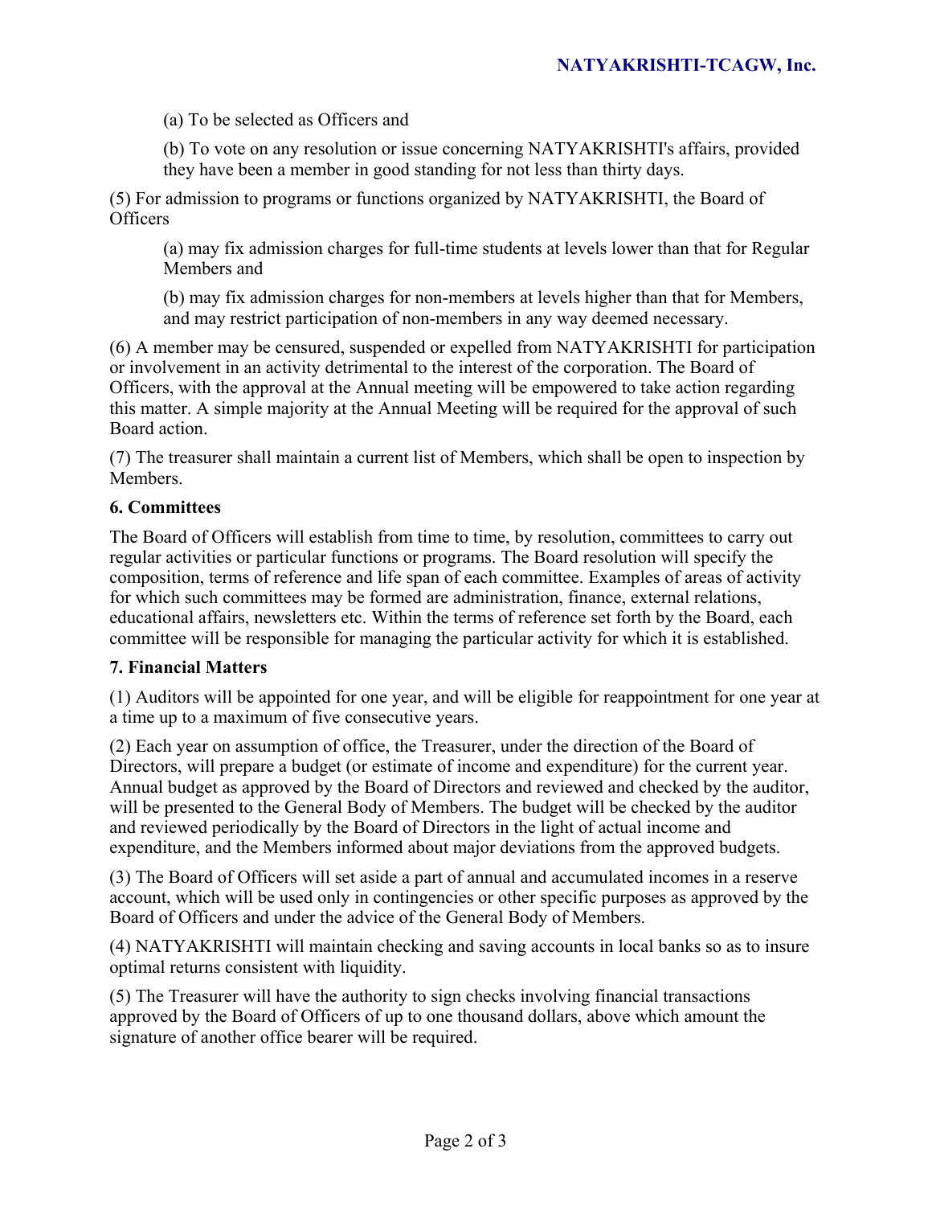(a) To be selected as Officers and

(b) To vote on any resolution or issue concerning NATYAKRISHTI's affairs, provided they have been a member in good standing for not less than thirty days.

(5) For admission to programs or functions organized by NATYAKRISHTI, the Board of Officers

(a) may fix admission charges for full-time students at levels lower than that for Regular Members and

(b) may fix admission charges for non-members at levels higher than that for Members, and may restrict participation of non-members in any way deemed necessary.

(6) A member may be censured, suspended or expelled from NATYAKRISHTI for participation or involvement in an activity detrimental to the interest of the corporation. The Board of Officers, with the approval at the Annual meeting will be empowered to take action regarding this matter. A simple majority at the Annual Meeting will be required for the approval of such Board action.

(7) The treasurer shall maintain a current list of Members, which shall be open to inspection by Members.

**6. Committees**

The Board of Officers will establish from time to time, by resolution, committees to carry out regular activities or particular functions or programs. The Board resolution will specify the composition, terms of reference and life span of each committee. Examples of areas of activity for which such committees may be formed are administration, finance, external relations, educational affairs, newsletters etc. Within the terms of reference set forth by the Board, each committee will be responsible for managing the particular activity for which it is established.

**7. Financial Matters**

(1) Auditors will be appointed for one year, and will be eligible for reappointment for one year at a time up to a maximum of five consecutive years.

(2) Each year on assumption of office, the Treasurer, under the direction of the Board of Directors, will prepare a budget (or estimate of income and expenditure) for the current year. Annual budget as approved by the Board of Directors and reviewed and checked by the auditor, will be presented to the General Body of Members. The budget will be checked by the auditor and reviewed periodically by the Board of Directors in the light of actual income and expenditure, and the Members informed about major deviations from the approved budgets.

(3) The Board of Officers will set aside a part of annual and accumulated incomes in a reserve account, which will be used only in contingencies or other specific purposes as approved by the Board of Officers and under the advice of the General Body of Members.

(4) NATYAKRISHTI will maintain checking and saving accounts in local banks so as to insure optimal returns consistent with liquidity.

(5) The Treasurer will have the authority to sign checks involving financial transactions approved by the Board of Officers of up to one thousand dollars, above which amount the signature of another office bearer will be required.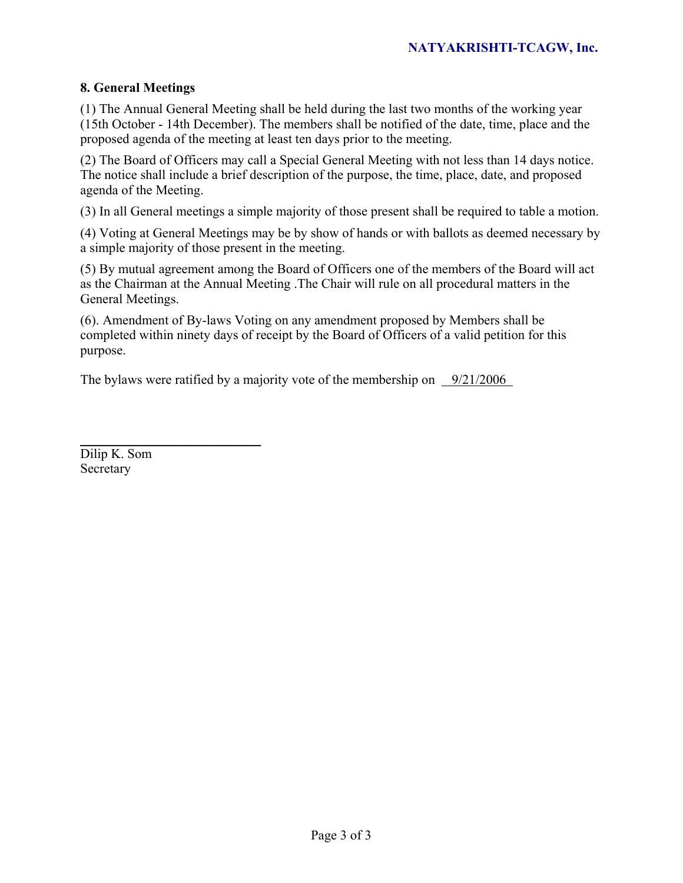## 8. General Meetings

(1) The Annual General Meeting shall be held during the last two months of the working year (15th October - 14th December). The members shall be notified of the date, time, place and the proposed agenda of the meeting at least ten days prior to the meeting.

(2) The Board of Officers may call a Special General Meeting with not less than 14 days notice. The notice shall include a brief description of the purpose, the time, place, date, and proposed agenda of the Meeting.

(3) In all General meetings a simple majority of those present shall be required to table a motion.

(4) Voting at General Meetings may be by show of hands or with ballots as deemed necessary by a simple majority of those present in the meeting.

(5) By mutual agreement among the Board of Officers one of the members of the Board will act as the Chairman at the Annual Meeting .The Chair will rule on all procedural matters in the General Meetings.

(6). Amendment of By-laws Voting on any amendment proposed by Members shall be completed within ninety days of receipt by the Board of Officers of a valid petition for this purpose.

The bylaws were ratified by a majority vote of the membership on 9/21/2006

\_\_\_\_\_\_\_\_\_\_\_\_\_\_\_\_\_\_\_\_\_\_\_\_\_\_

Dilip K. Som
Secretary